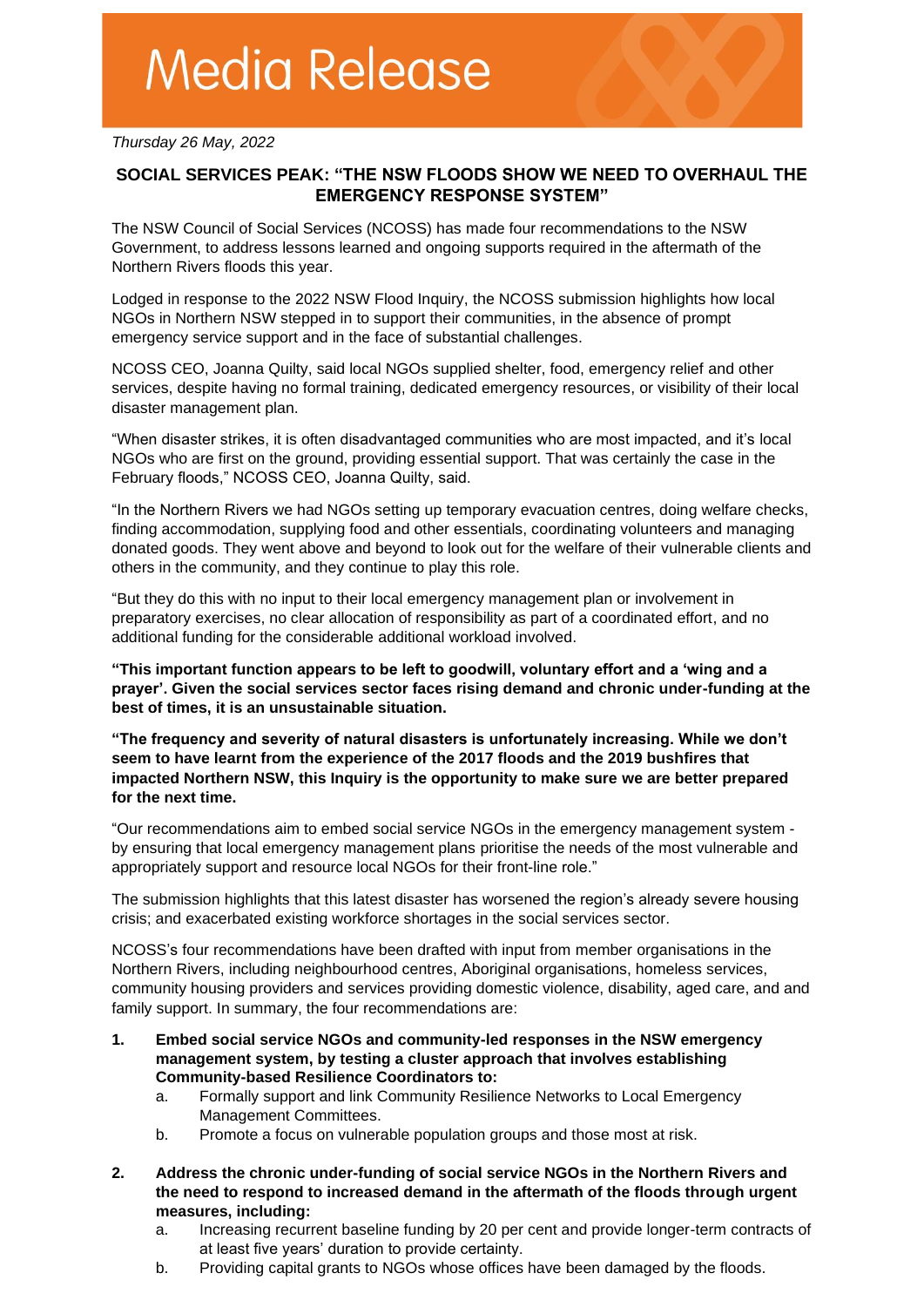# Media Release

*Thursday 26 May, 2022*

## SOCIAL SERVICES PEAK: "THE NSW FLOODS SHOW WE NEED TO OVERHAUL THE EMERGENCY RESPONSE SYSTEM"

The NSW Council of Social Services (NCOSS) has made four recommendations to the NSW Government, to address lessons learned and ongoing supports required in the aftermath of the Northern Rivers floods this year.

Lodged in response to the 2022 NSW Flood Inquiry, the NCOSS submission highlights how local NGOs in Northern NSW stepped in to support their communities, in the absence of prompt emergency service support and in the face of substantial challenges.

NCOSS CEO, Joanna Quilty, said local NGOs supplied shelter, food, emergency relief and other services, despite having no formal training, dedicated emergency resources, or visibility of their local disaster management plan.

"When disaster strikes, it is often disadvantaged communities who are most impacted, and it's local NGOs who are first on the ground, providing essential support. That was certainly the case in the February floods," NCOSS CEO, Joanna Quilty, said.

"In the Northern Rivers we had NGOs setting up temporary evacuation centres, doing welfare checks, finding accommodation, supplying food and other essentials, coordinating volunteers and managing donated goods. They went above and beyond to look out for the welfare of their vulnerable clients and others in the community, and they continue to play this role.

"But they do this with no input to their local emergency management plan or involvement in preparatory exercises, no clear allocation of responsibility as part of a coordinated effort, and no additional funding for the considerable additional workload involved.

**"This important function appears to be left to goodwill, voluntary effort and a 'wing and a prayer'. Given the social services sector faces rising demand and chronic under-funding at the best of times, it is an unsustainable situation.**

**"The frequency and severity of natural disasters is unfortunately increasing. While we don't seem to have learnt from the experience of the 2017 floods and the 2019 bushfires that impacted Northern NSW, this Inquiry is the opportunity to make sure we are better prepared for the next time.**

"Our recommendations aim to embed social service NGOs in the emergency management system - by ensuring that local emergency management plans prioritise the needs of the most vulnerable and appropriately support and resource local NGOs for their front-line role."

The submission highlights that this latest disaster has worsened the region's already severe housing crisis; and exacerbated existing workforce shortages in the social services sector.

NCOSS's four recommendations have been drafted with input from member organisations in the Northern Rivers, including neighbourhood centres, Aboriginal organisations, homeless services, community housing providers and services providing domestic violence, disability, aged care, and and family support. In summary, the four recommendations are:

1. **Embed social service NGOs and community-led responses in the NSW emergency management system, by testing a cluster approach that involves establishing Community-based Resilience Coordinators to:**
   a. Formally support and link Community Resilience Networks to Local Emergency Management Committees.
   b. Promote a focus on vulnerable population groups and those most at risk.

2. **Address the chronic under-funding of social service NGOs in the Northern Rivers and the need to respond to increased demand in the aftermath of the floods through urgent measures, including:**
   a. Increasing recurrent baseline funding by 20 per cent and provide longer-term contracts of at least five years' duration to provide certainty.
   b. Providing capital grants to NGOs whose offices have been damaged by the floods.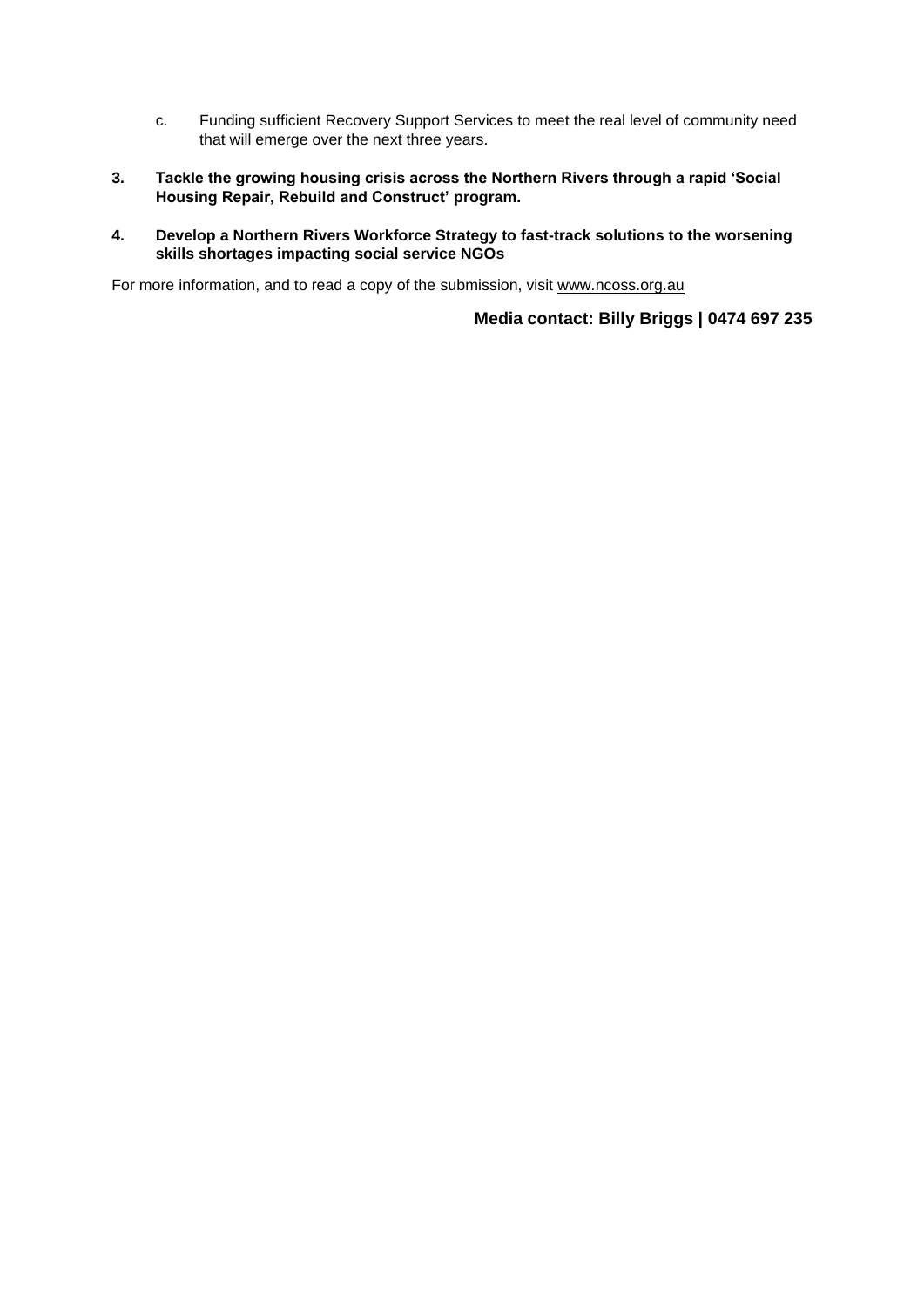c. Funding sufficient Recovery Support Services to meet the real level of community need that will emerge over the next three years.

3. **Tackle the growing housing crisis across the Northern Rivers through a rapid 'Social Housing Repair, Rebuild and Construct' program.**

4. **Develop a Northern Rivers Workforce Strategy to fast-track solutions to the worsening skills shortages impacting social service NGOs**

For more information, and to read a copy of the submission, visit www.ncoss.org.au

**Media contact: Billy Briggs | 0474 697 235**